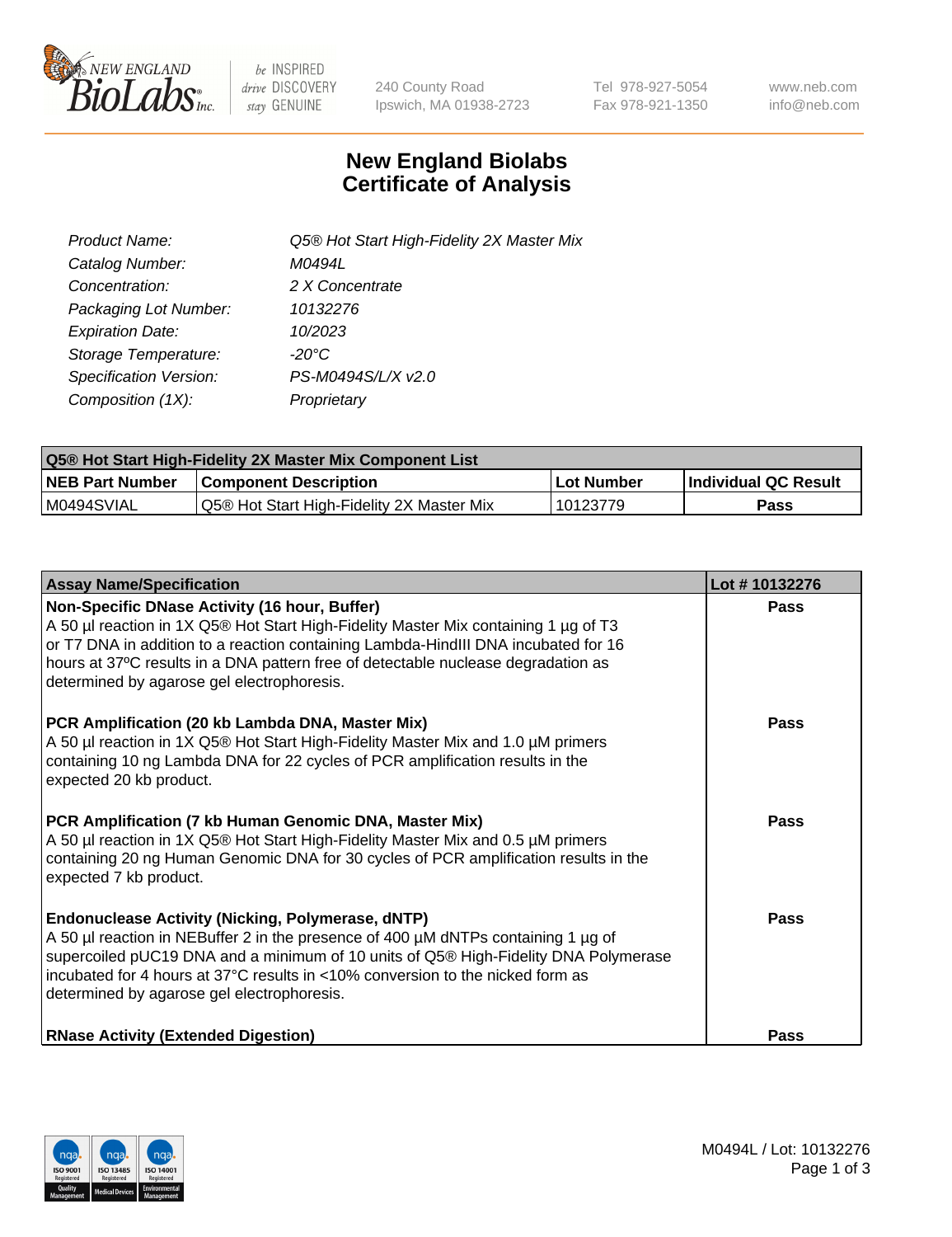New England BioLabs Inc. — be INSPIRED drive DISCOVERY stay GENUINE

240 County Road
Ipswich, MA 01938-2723

Tel 978-927-5054
Fax 978-921-1350

www.neb.com
info@neb.com

# New England Biolabs Certificate of Analysis

| | |
|---|---|
| *Product Name:* | *Q5® Hot Start High-Fidelity 2X Master Mix* |
| *Catalog Number:* | *M0494L* |
| *Concentration:* | *2 X Concentrate* |
| *Packaging Lot Number:* | *10132276* |
| *Expiration Date:* | *10/2023* |
| *Storage Temperature:* | *-20°C* |
| *Specification Version:* | *PS-M0494S/L/X v2.0* |
| *Composition (1X):* | *Proprietary* |

| **Q5® Hot Start High-Fidelity 2X Master Mix Component List** | | | |
|---|---|---|---|
| **NEB Part Number** | **Component Description** | **Lot Number** | **Individual QC Result** |
| M0494SVIAL | Q5® Hot Start High-Fidelity 2X Master Mix | 10123779 | **Pass** |

| **Assay Name/Specification** | **Lot # 10132276** |
|---|---|
| **Non-Specific DNase Activity (16 hour, Buffer)**<br>A 50 µl reaction in 1X Q5® Hot Start High-Fidelity Master Mix containing 1 µg of T3 or T7 DNA in addition to a reaction containing Lambda-HindIII DNA incubated for 16 hours at 37ºC results in a DNA pattern free of detectable nuclease degradation as determined by agarose gel electrophoresis. | **Pass** |
| **PCR Amplification (20 kb Lambda DNA, Master Mix)**<br>A 50 µl reaction in 1X Q5® Hot Start High-Fidelity Master Mix and 1.0 µM primers containing 10 ng Lambda DNA for 22 cycles of PCR amplification results in the expected 20 kb product. | **Pass** |
| **PCR Amplification (7 kb Human Genomic DNA, Master Mix)**<br>A 50 µl reaction in 1X Q5® Hot Start High-Fidelity Master Mix and 0.5 µM primers containing 20 ng Human Genomic DNA for 30 cycles of PCR amplification results in the expected 7 kb product. | **Pass** |
| **Endonuclease Activity (Nicking, Polymerase, dNTP)**<br>A 50 µl reaction in NEBuffer 2 in the presence of 400 µM dNTPs containing 1 µg of supercoiled pUC19 DNA and a minimum of 10 units of Q5® High-Fidelity DNA Polymerase incubated for 4 hours at 37°C results in <10% conversion to the nicked form as determined by agarose gel electrophoresis. | **Pass** |
| **RNase Activity (Extended Digestion)** | **Pass** |

ISO 9001 Registered Quality Management · ISO 13485 Registered Medical Devices · ISO 14001 Registered Environmental Management

M0494L / Lot: 10132276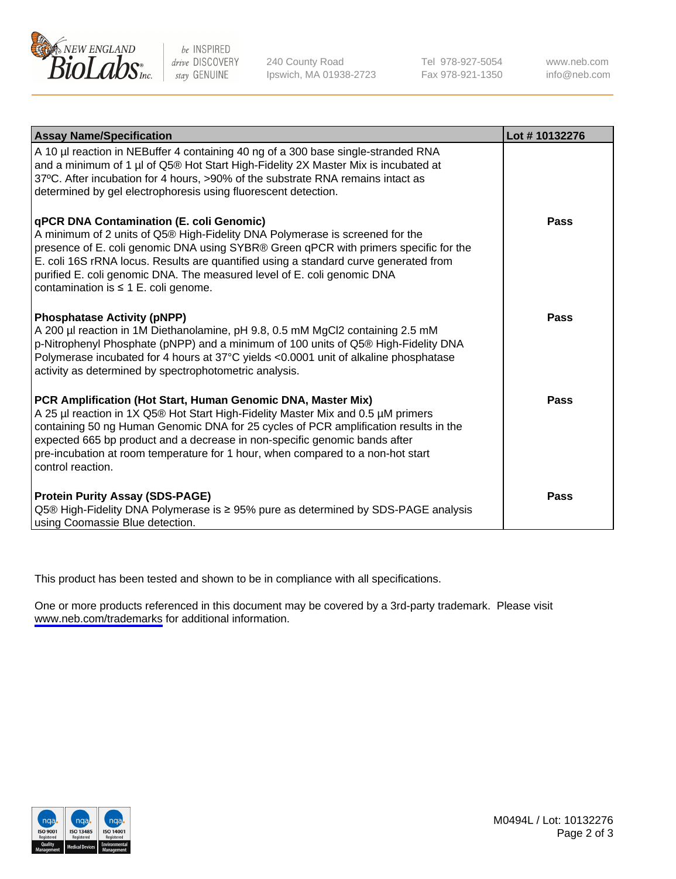| Assay Name/Specification | Lot # 10132276 |
|---|---|
| A 10 µl reaction in NEBuffer 4 containing 40 ng of a 300 base single-stranded RNA and a minimum of 1 µl of Q5® Hot Start High-Fidelity 2X Master Mix is incubated at 37ºC. After incubation for 4 hours, >90% of the substrate RNA remains intact as determined by gel electrophoresis using fluorescent detection. | |
| **qPCR DNA Contamination (E. coli Genomic)**<br>A minimum of 2 units of Q5® High-Fidelity DNA Polymerase is screened for the presence of E. coli genomic DNA using SYBR® Green qPCR with primers specific for the E. coli 16S rRNA locus. Results are quantified using a standard curve generated from purified E. coli genomic DNA. The measured level of E. coli genomic DNA contamination is ≤ 1 E. coli genome. | **Pass** |
| **Phosphatase Activity (pNPP)**<br>A 200 µl reaction in 1M Diethanolamine, pH 9.8, 0.5 mM $MgCl_2$ containing 2.5 mM p-Nitrophenyl Phosphate (pNPP) and a minimum of 100 units of Q5® High-Fidelity DNA Polymerase incubated for 4 hours at 37°C yields <0.0001 unit of alkaline phosphatase activity as determined by spectrophotometric analysis. | **Pass** |
| **PCR Amplification (Hot Start, Human Genomic DNA, Master Mix)**<br>A 25 µl reaction in 1X Q5® Hot Start High-Fidelity Master Mix and 0.5 µM primers containing 50 ng Human Genomic DNA for 25 cycles of PCR amplification results in the expected 665 bp product and a decrease in non-specific genomic bands after pre-incubation at room temperature for 1 hour, when compared to a non-hot start control reaction. | **Pass** |
| **Protein Purity Assay (SDS-PAGE)**<br>Q5® High-Fidelity DNA Polymerase is ≥ 95% pure as determined by SDS-PAGE analysis using Coomassie Blue detection. | **Pass** |

This product has been tested and shown to be in compliance with all specifications.

One or more products referenced in this document may be covered by a 3rd-party trademark. Please visit www.neb.com/trademarks for additional information.

M0494L / Lot: 10132276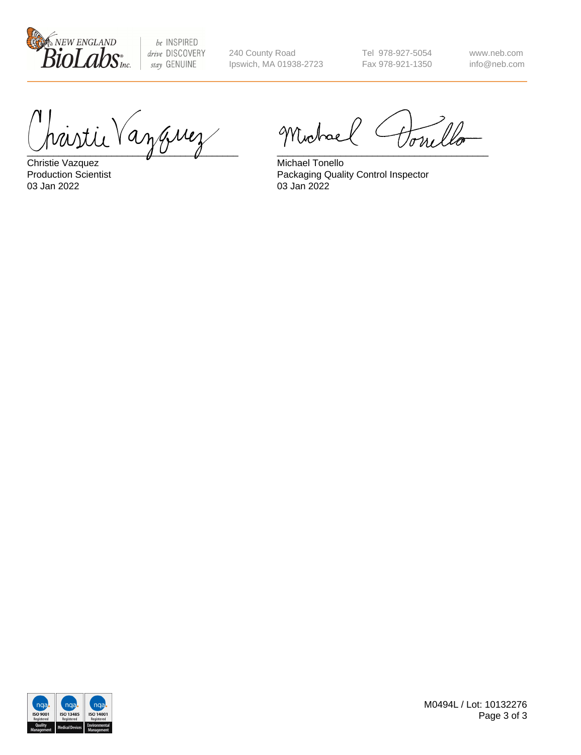Christie Vazquez
Production Scientist
03 Jan 2022

Michael Tonello
Packaging Quality Control Inspector
03 Jan 2022

M0494L / Lot: 10132276